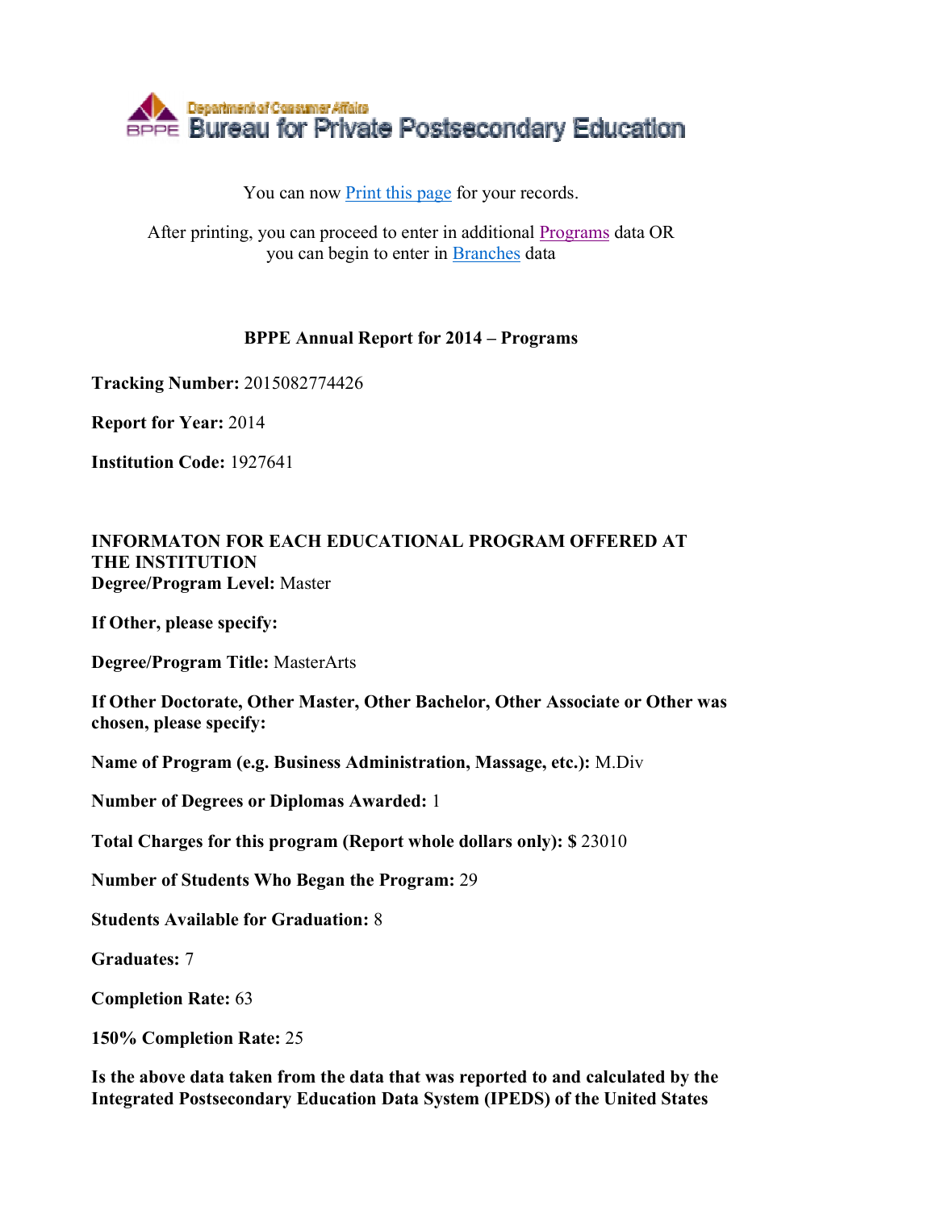Department of Consumer Affairs
BPPE Bureau for Private Postsecondary Education

You can now Print this page for your records.

After printing, you can proceed to enter in additional Programs data OR you can begin to enter in Branches data

**BPPE Annual Report for 2014 – Programs**

**Tracking Number:** 2015082774426

**Report for Year:** 2014

**Institution Code:** 1927641

**INFORMATON FOR EACH EDUCATIONAL PROGRAM OFFERED AT THE INSTITUTION**
**Degree/Program Level:** Master

**If Other, please specify:**

**Degree/Program Title:** MasterArts

**If Other Doctorate, Other Master, Other Bachelor, Other Associate or Other was chosen, please specify:**

**Name of Program (e.g. Business Administration, Massage, etc.):** M.Div

**Number of Degrees or Diplomas Awarded:** 1

**Total Charges for this program (Report whole dollars only): $** 23010

**Number of Students Who Began the Program:** 29

**Students Available for Graduation:** 8

**Graduates:** 7

**Completion Rate:** 63

**150% Completion Rate:** 25

**Is the above data taken from the data that was reported to and calculated by the Integrated Postsecondary Education Data System (IPEDS) of the United States**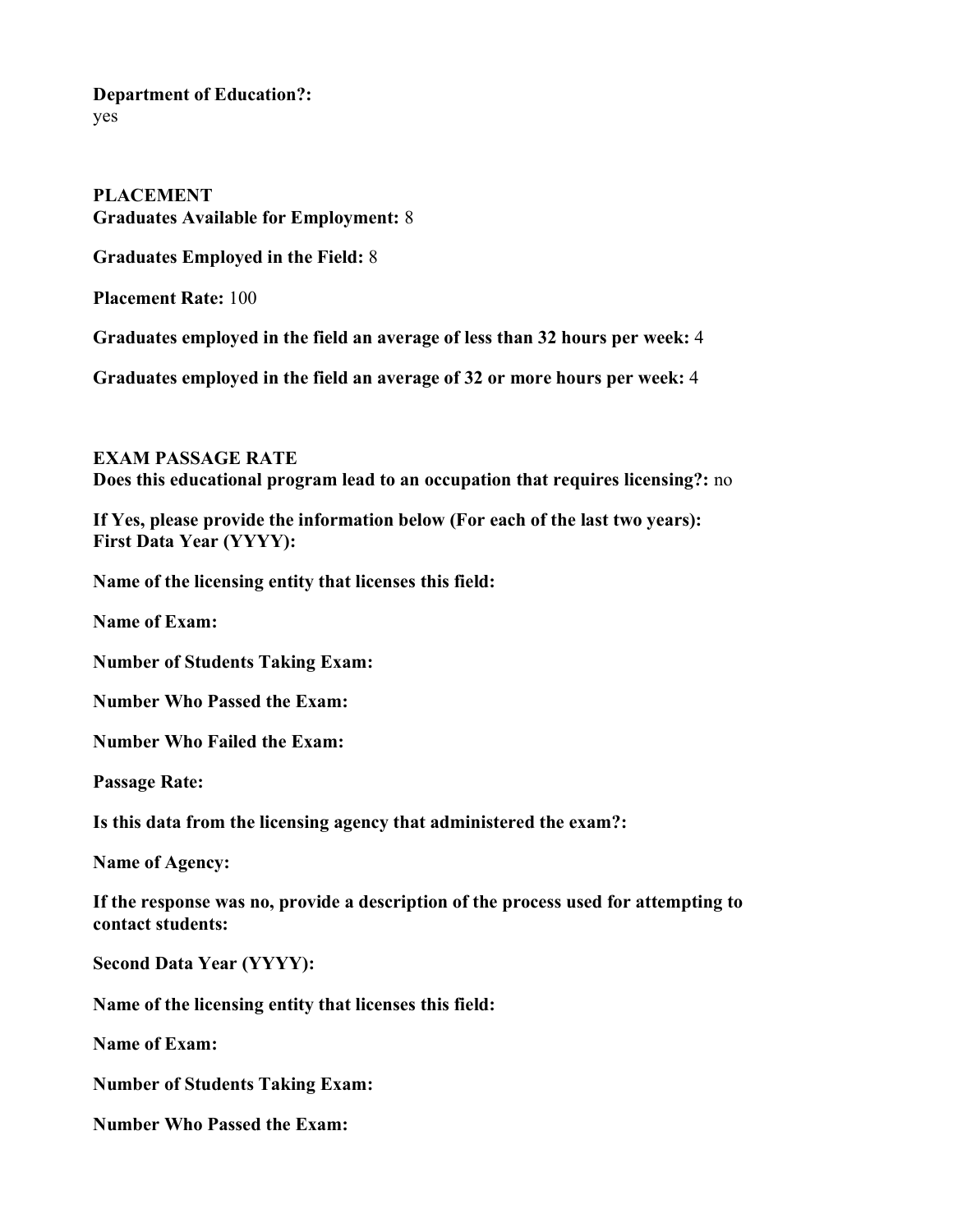**Department of Education?:**
yes

**PLACEMENT**
**Graduates Available for Employment:** 8

**Graduates Employed in the Field:** 8

**Placement Rate:** 100

**Graduates employed in the field an average of less than 32 hours per week:** 4

**Graduates employed in the field an average of 32 or more hours per week:** 4

**EXAM PASSAGE RATE**
**Does this educational program lead to an occupation that requires licensing?:** no

**If Yes, please provide the information below (For each of the last two years):**
**First Data Year (YYYY):**

**Name of the licensing entity that licenses this field:**

**Name of Exam:**

**Number of Students Taking Exam:**

**Number Who Passed the Exam:**

**Number Who Failed the Exam:**

**Passage Rate:**

**Is this data from the licensing agency that administered the exam?:**

**Name of Agency:**

**If the response was no, provide a description of the process used for attempting to contact students:**

**Second Data Year (YYYY):**

**Name of the licensing entity that licenses this field:**

**Name of Exam:**

**Number of Students Taking Exam:**

**Number Who Passed the Exam:**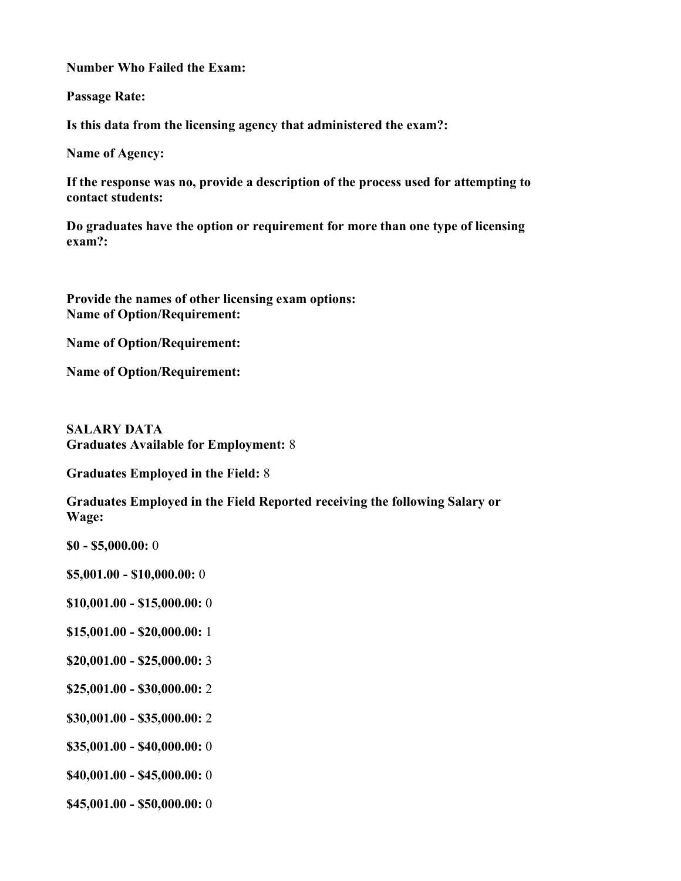**Number Who Failed the Exam:**

**Passage Rate:**

**Is this data from the licensing agency that administered the exam?:**

**Name of Agency:**

**If the response was no, provide a description of the process used for attempting to contact students:**

**Do graduates have the option or requirement for more than one type of licensing exam?:**

**Provide the names of other licensing exam options:**
**Name of Option/Requirement:**

**Name of Option/Requirement:**

**Name of Option/Requirement:**

**SALARY DATA**
**Graduates Available for Employment:** 8

**Graduates Employed in the Field:** 8

**Graduates Employed in the Field Reported receiving the following Salary or Wage:**

**$0 - $5,000.00:** 0

**$5,001.00 - $10,000.00:** 0

**$10,001.00 - $15,000.00:** 0

**$15,001.00 - $20,000.00:** 1

**$20,001.00 - $25,000.00:** 3

**$25,001.00 - $30,000.00:** 2

**$30,001.00 - $35,000.00:** 2

**$35,001.00 - $40,000.00:** 0

**$40,001.00 - $45,000.00:** 0

**$45,001.00 - $50,000.00:** 0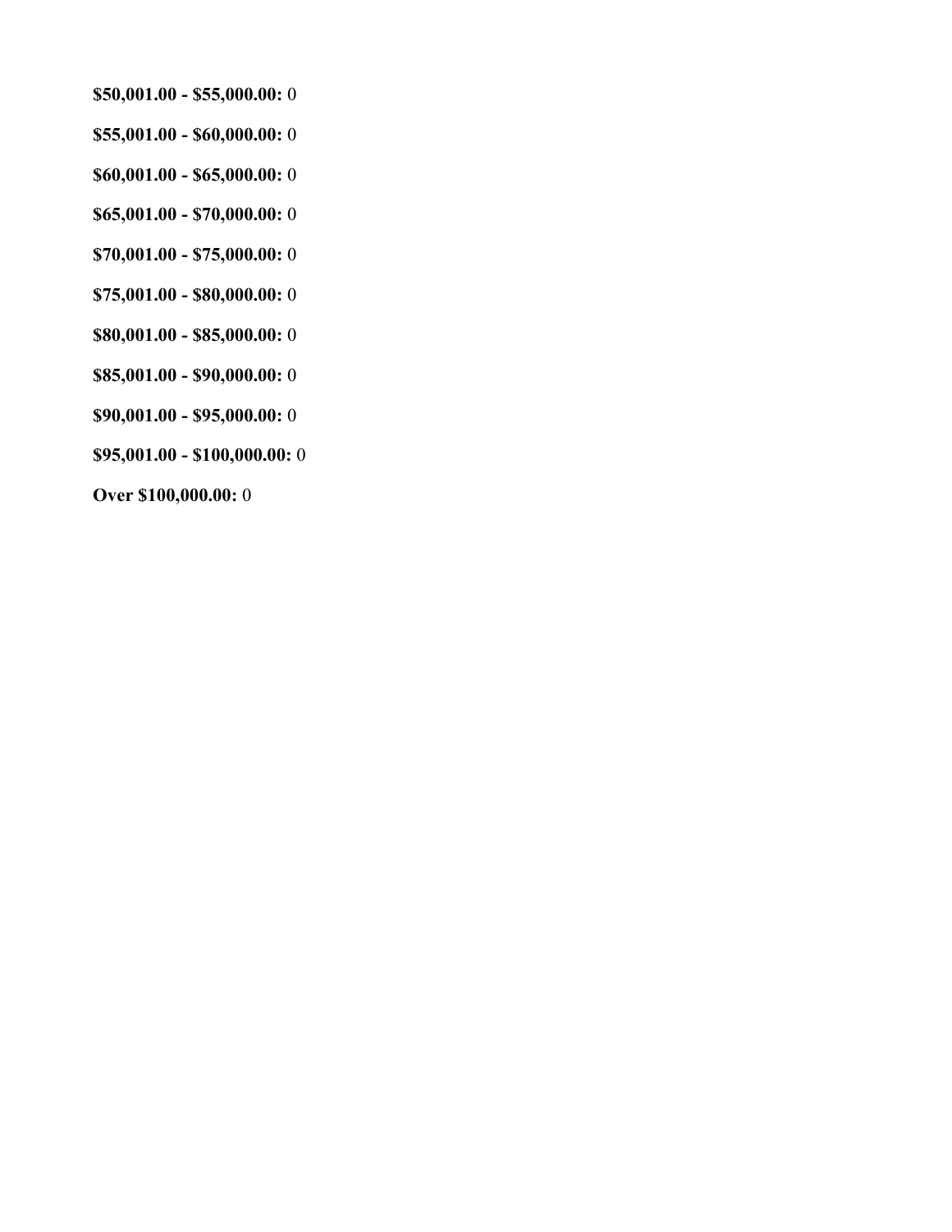**$50,001.00 - $55,000.00:** 0

**$55,001.00 - $60,000.00:** 0

**$60,001.00 - $65,000.00:** 0

**$65,001.00 - $70,000.00:** 0

**$70,001.00 - $75,000.00:** 0

**$75,001.00 - $80,000.00:** 0

**$80,001.00 - $85,000.00:** 0

**$85,001.00 - $90,000.00:** 0

**$90,001.00 - $95,000.00:** 0

**$95,001.00 - $100,000.00:** 0

**Over $100,000.00:** 0